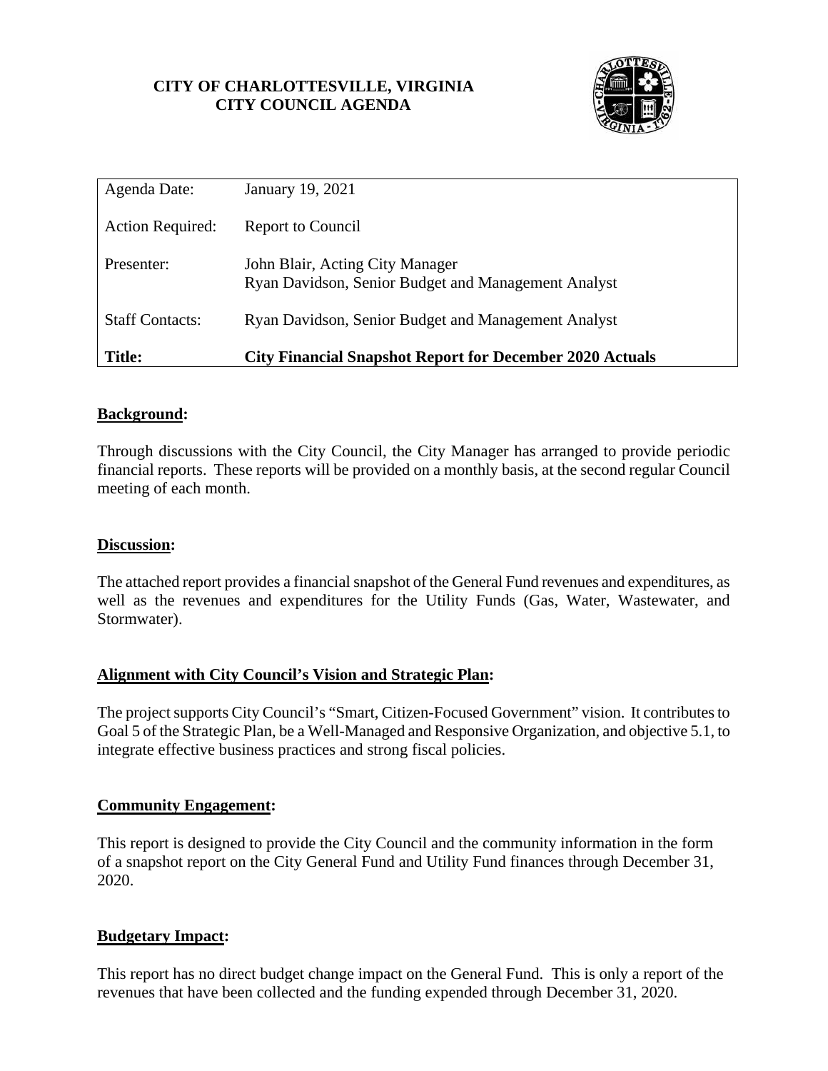**CITY OF CHARLOTTESVILLE, VIRGINIA**
**CITY COUNCIL AGENDA**

| | |
|---|---|
| Agenda Date: | January 19, 2021 |
| Action Required: | Report to Council |
| Presenter: | John Blair, Acting City Manager<br>Ryan Davidson, Senior Budget and Management Analyst |
| Staff Contacts: | Ryan Davidson, Senior Budget and Management Analyst |
| **Title:** | **City Financial Snapshot Report for December 2020 Actuals** |

## Background:

Through discussions with the City Council, the City Manager has arranged to provide periodic financial reports. These reports will be provided on a monthly basis, at the second regular Council meeting of each month.

## Discussion:

The attached report provides a financial snapshot of the General Fund revenues and expenditures, as well as the revenues and expenditures for the Utility Funds (Gas, Water, Wastewater, and Stormwater).

## Alignment with City Council's Vision and Strategic Plan:

The project supports City Council's "Smart, Citizen-Focused Government" vision. It contributes to Goal 5 of the Strategic Plan, be a Well-Managed and Responsive Organization, and objective 5.1, to integrate effective business practices and strong fiscal policies.

## Community Engagement:

This report is designed to provide the City Council and the community information in the form of a snapshot report on the City General Fund and Utility Fund finances through December 31, 2020.

## Budgetary Impact:

This report has no direct budget change impact on the General Fund. This is only a report of the revenues that have been collected and the funding expended through December 31, 2020.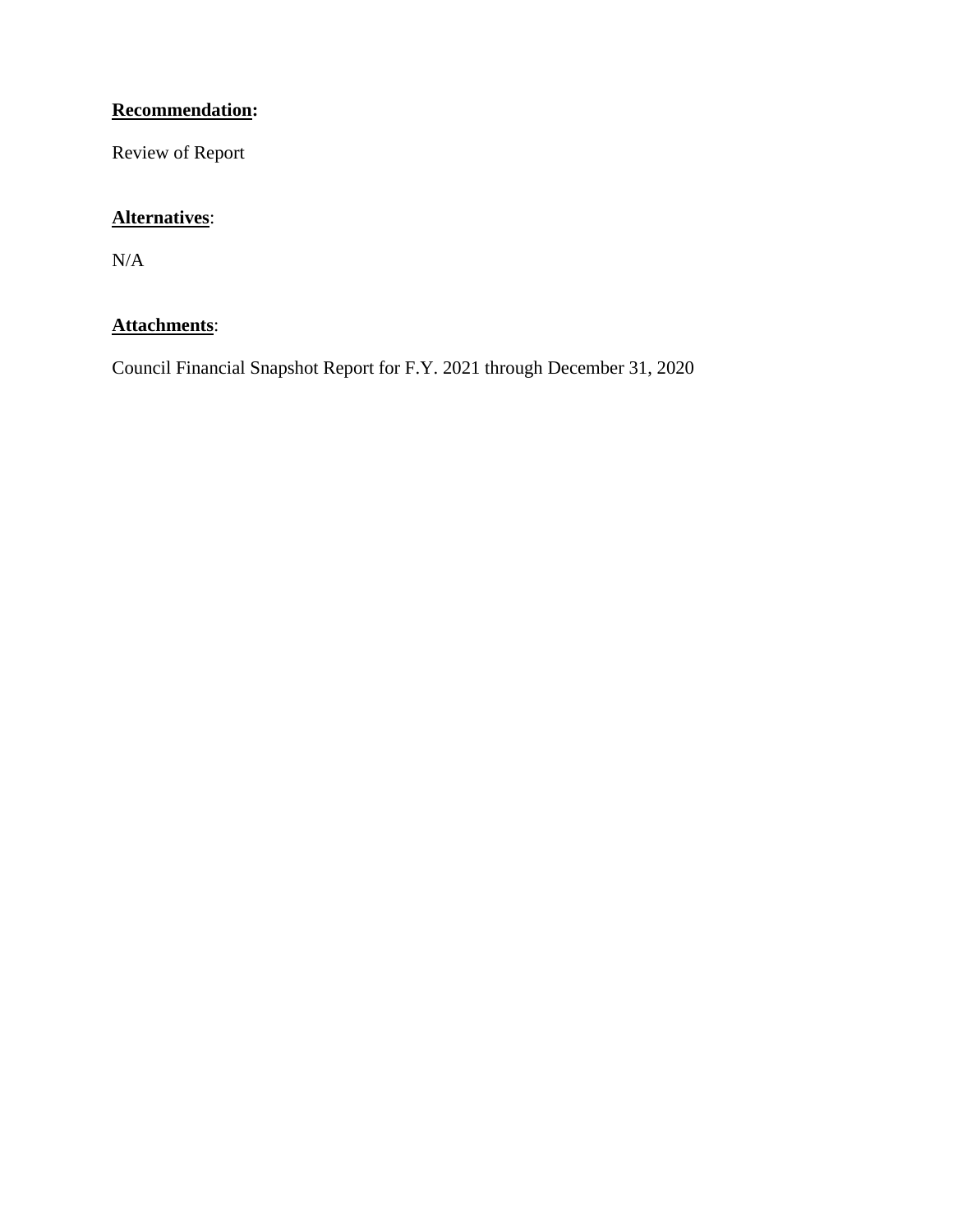**Recommendation:**

Review of Report

**Alternatives**:

N/A

**Attachments**:

Council Financial Snapshot Report for F.Y. 2021 through December 31, 2020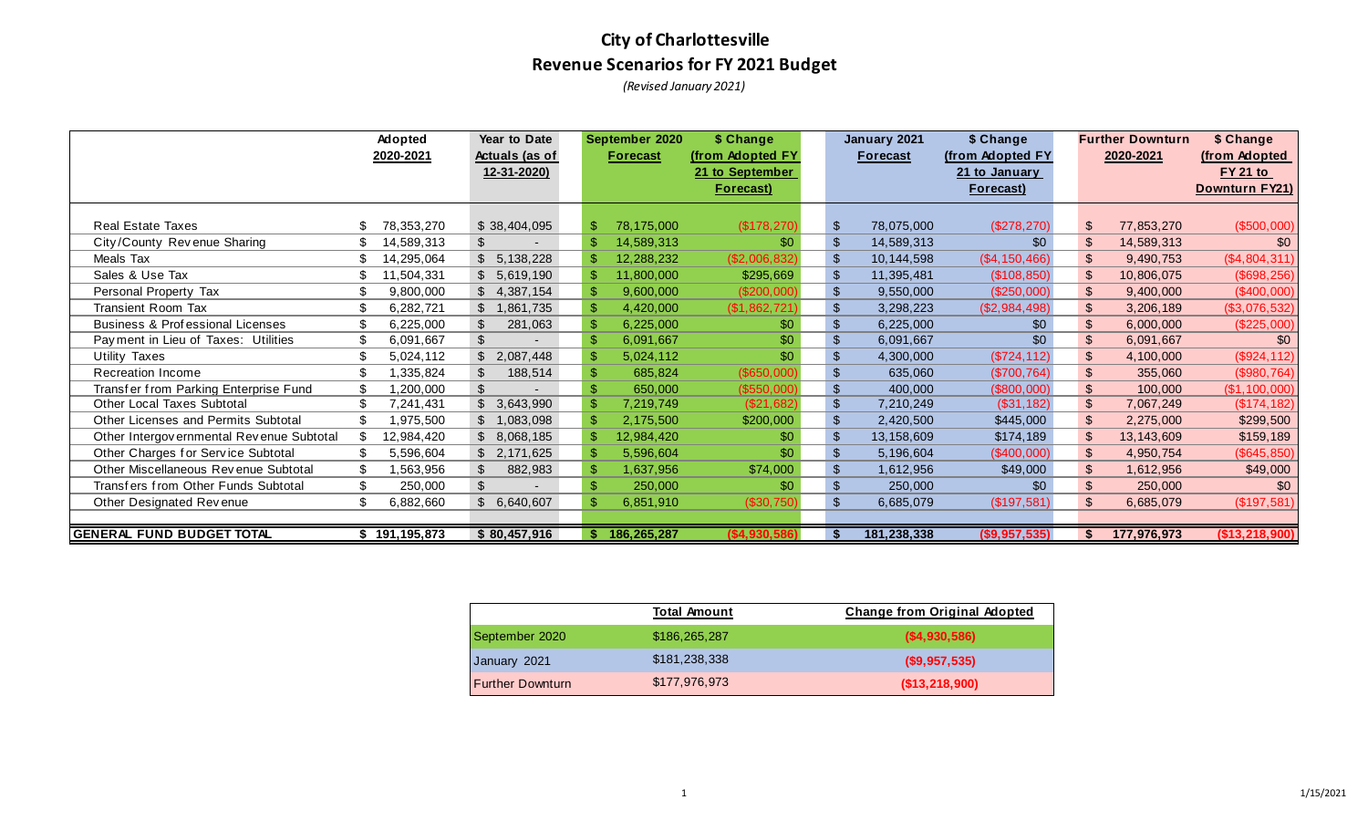# City of Charlottesville

## Revenue Scenarios for FY 2021 Budget

*(Revised January 2021)*

| | Adopted 2020-2021 | Year to Date Actuals (as of 12-31-2020) | September 2020 Forecast | $ Change (from Adopted FY 21 to September Forecast) | January 2021 Forecast | $ Change (from Adopted FY 21 to January Forecast) | Further Downturn 2020-2021 | $ Change (from Adopted FY 21 to Downturn FY21) |
|---|---|---|---|---|---|---|---|---|
| Real Estate Taxes | $ 78,353,270 | $ 38,404,095 | $ 78,175,000 | ($178,270) | $ 78,075,000 | ($278,270) | $ 77,853,270 | ($500,000) |
| City/County Revenue Sharing | $ 14,589,313 | $ - | $ 14,589,313 | $0 | $ 14,589,313 | $0 | $ 14,589,313 | $0 |
| Meals Tax | $ 14,295,064 | $ 5,138,228 | $ 12,288,232 | ($2,006,832) | $ 10,144,598 | ($4,150,466) | $ 9,490,753 | ($4,804,311) |
| Sales & Use Tax | $ 11,504,331 | $ 5,619,190 | $ 11,800,000 | $295,669 | $ 11,395,481 | ($108,850) | $ 10,806,075 | ($698,256) |
| Personal Property Tax | $ 9,800,000 | $ 4,387,154 | $ 9,600,000 | ($200,000) | $ 9,550,000 | ($250,000) | $ 9,400,000 | ($400,000) |
| Transient Room Tax | $ 6,282,721 | $ 1,861,735 | $ 4,420,000 | ($1,862,721) | $ 3,298,223 | ($2,984,498) | $ 3,206,189 | ($3,076,532) |
| Business & Professional Licenses | $ 6,225,000 | $ 281,063 | $ 6,225,000 | $0 | $ 6,225,000 | $0 | $ 6,000,000 | ($225,000) |
| Payment in Lieu of Taxes: Utilities | $ 6,091,667 | $ - | $ 6,091,667 | $0 | $ 6,091,667 | $0 | $ 6,091,667 | $0 |
| Utility Taxes | $ 5,024,112 | $ 2,087,448 | $ 5,024,112 | $0 | $ 4,300,000 | ($724,112) | $ 4,100,000 | ($924,112) |
| Recreation Income | $ 1,335,824 | $ 188,514 | $ 685,824 | ($650,000) | $ 635,060 | ($700,764) | $ 355,060 | ($980,764) |
| Transfer from Parking Enterprise Fund | $ 1,200,000 | $ - | $ 650,000 | ($550,000) | $ 400,000 | ($800,000) | $ 100,000 | ($1,100,000) |
| Other Local Taxes Subtotal | $ 7,241,431 | $ 3,643,990 | $ 7,219,749 | ($21,682) | $ 7,210,249 | ($31,182) | $ 7,067,249 | ($174,182) |
| Other Licenses and Permits Subtotal | $ 1,975,500 | $ 1,083,098 | $ 2,175,500 | $200,000 | $ 2,420,500 | $445,000 | $ 2,275,000 | $299,500 |
| Other Intergovernmental Revenue Subtotal | $ 12,984,420 | $ 8,068,185 | $ 12,984,420 | $0 | $ 13,158,609 | $174,189 | $ 13,143,609 | $159,189 |
| Other Charges for Service Subtotal | $ 5,596,604 | $ 2,171,625 | $ 5,596,604 | $0 | $ 5,196,604 | ($400,000) | $ 4,950,754 | ($645,850) |
| Other Miscellaneous Revenue Subtotal | $ 1,563,956 | $ 882,983 | $ 1,637,956 | $74,000 | $ 1,612,956 | $49,000 | $ 1,612,956 | $49,000 |
| Transfers from Other Funds Subtotal | $ 250,000 | $ - | $ 250,000 | $0 | $ 250,000 | $0 | $ 250,000 | $0 |
| Other Designated Revenue | $ 6,882,660 | $ 6,640,607 | $ 6,851,910 | ($30,750) | $ 6,685,079 | ($197,581) | $ 6,685,079 | ($197,581) |
| **GENERAL FUND BUDGET TOTAL** | **$ 191,195,873** | **$ 80,457,916** | **$ 186,265,287** | **($4,930,586)** | **$ 181,238,338** | **($9,957,535)** | **$ 177,976,973** | **($13,218,900)** |

| | Total Amount | Change from Original Adopted |
|---|---|---|
| September 2020 | $186,265,287 | **($4,930,586)** |
| January 2021 | $181,238,338 | **($9,957,535)** |
| Further Downturn | $177,976,973 | **($13,218,900)** |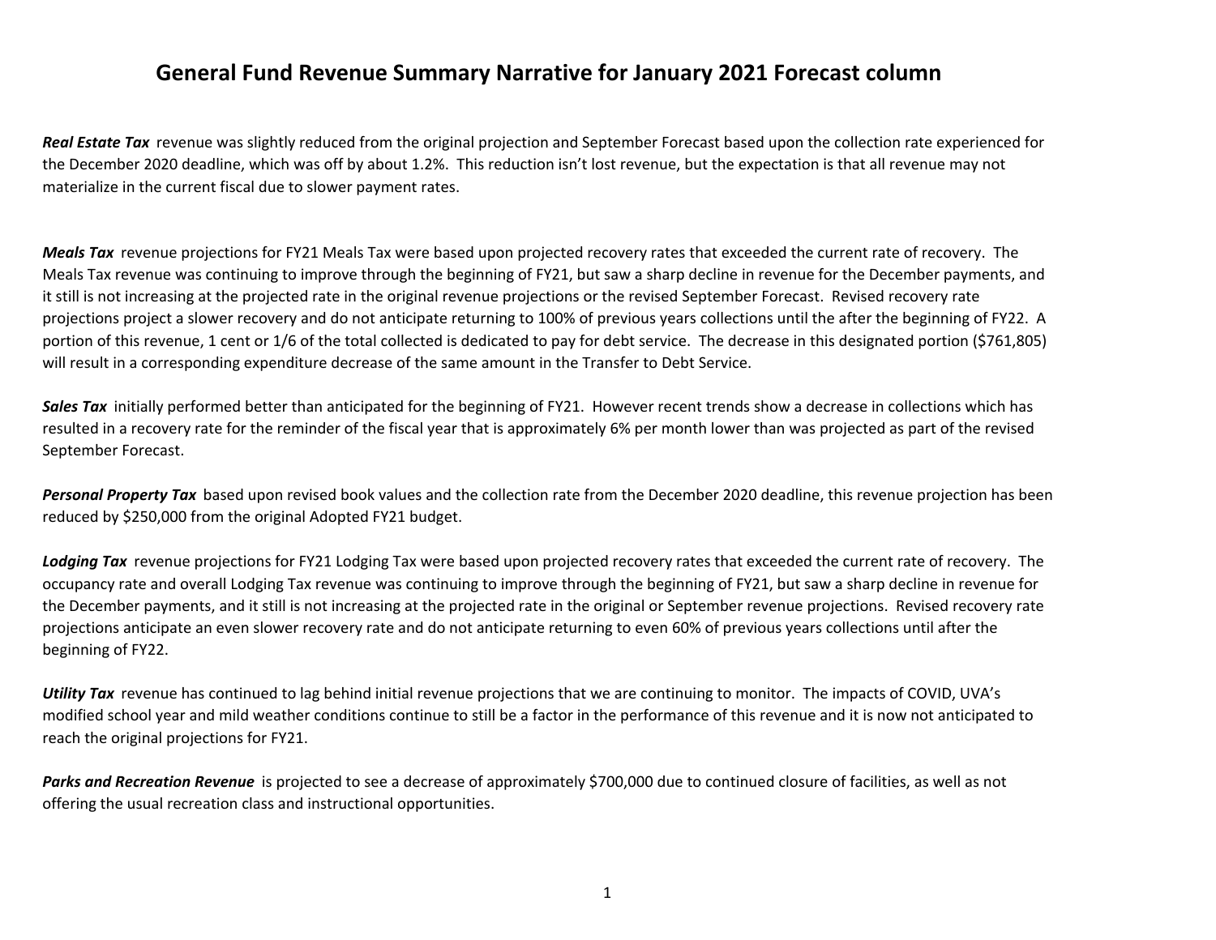# General Fund Revenue Summary Narrative for January 2021 Forecast column

***Real Estate Tax*** revenue was slightly reduced from the original projection and September Forecast based upon the collection rate experienced for the December 2020 deadline, which was off by about 1.2%. This reduction isn't lost revenue, but the expectation is that all revenue may not materialize in the current fiscal due to slower payment rates.

***Meals Tax*** revenue projections for FY21 Meals Tax were based upon projected recovery rates that exceeded the current rate of recovery. The Meals Tax revenue was continuing to improve through the beginning of FY21, but saw a sharp decline in revenue for the December payments, and it still is not increasing at the projected rate in the original revenue projections or the revised September Forecast. Revised recovery rate projections project a slower recovery and do not anticipate returning to 100% of previous years collections until the after the beginning of FY22. A portion of this revenue, 1 cent or 1/6 of the total collected is dedicated to pay for debt service. The decrease in this designated portion ($761,805) will result in a corresponding expenditure decrease of the same amount in the Transfer to Debt Service.

***Sales Tax*** initially performed better than anticipated for the beginning of FY21. However recent trends show a decrease in collections which has resulted in a recovery rate for the reminder of the fiscal year that is approximately 6% per month lower than was projected as part of the revised September Forecast.

***Personal Property Tax*** based upon revised book values and the collection rate from the December 2020 deadline, this revenue projection has been reduced by $250,000 from the original Adopted FY21 budget.

***Lodging Tax*** revenue projections for FY21 Lodging Tax were based upon projected recovery rates that exceeded the current rate of recovery. The occupancy rate and overall Lodging Tax revenue was continuing to improve through the beginning of FY21, but saw a sharp decline in revenue for the December payments, and it still is not increasing at the projected rate in the original or September revenue projections. Revised recovery rate projections anticipate an even slower recovery rate and do not anticipate returning to even 60% of previous years collections until after the beginning of FY22.

***Utility Tax*** revenue has continued to lag behind initial revenue projections that we are continuing to monitor. The impacts of COVID, UVA's modified school year and mild weather conditions continue to still be a factor in the performance of this revenue and it is now not anticipated to reach the original projections for FY21.

***Parks and Recreation Revenue*** is projected to see a decrease of approximately $700,000 due to continued closure of facilities, as well as not offering the usual recreation class and instructional opportunities.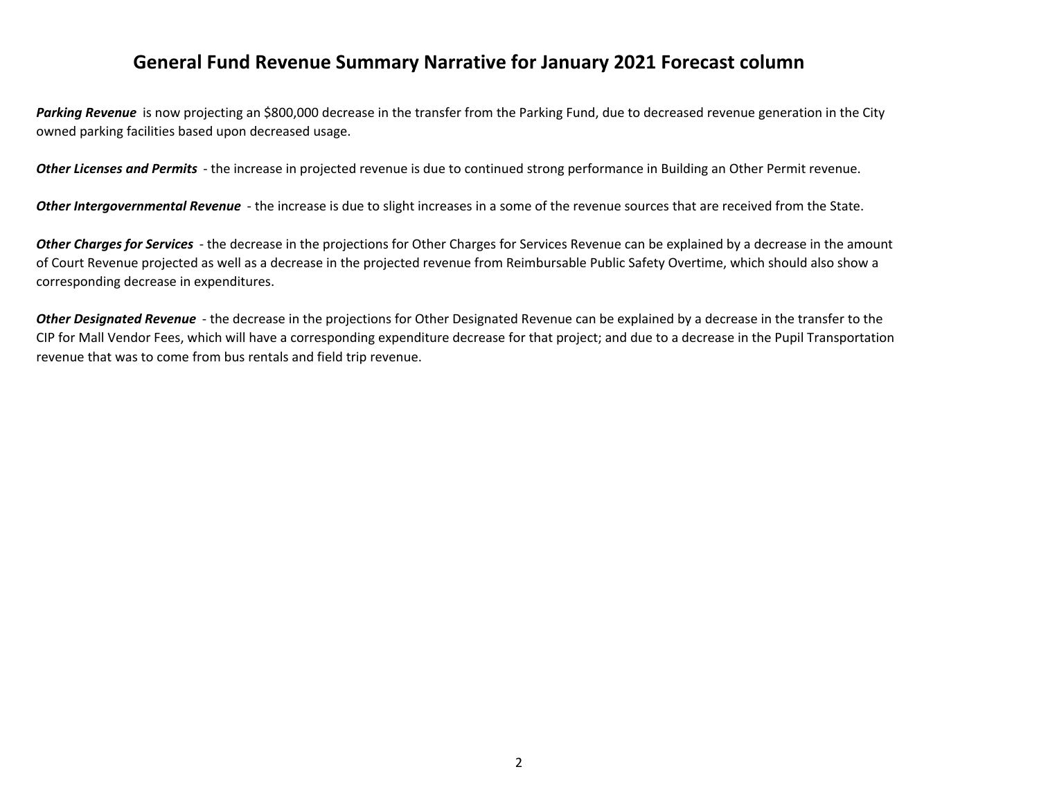# General Fund Revenue Summary Narrative for January 2021 Forecast column

***Parking Revenue*** is now projecting an $800,000 decrease in the transfer from the Parking Fund, due to decreased revenue generation in the City owned parking facilities based upon decreased usage.

***Other Licenses and Permits*** - the increase in projected revenue is due to continued strong performance in Building an Other Permit revenue.

***Other Intergovernmental Revenue*** - the increase is due to slight increases in a some of the revenue sources that are received from the State.

***Other Charges for Services*** - the decrease in the projections for Other Charges for Services Revenue can be explained by a decrease in the amount of Court Revenue projected as well as a decrease in the projected revenue from Reimbursable Public Safety Overtime, which should also show a corresponding decrease in expenditures.

***Other Designated Revenue*** - the decrease in the projections for Other Designated Revenue can be explained by a decrease in the transfer to the CIP for Mall Vendor Fees, which will have a corresponding expenditure decrease for that project; and due to a decrease in the Pupil Transportation revenue that was to come from bus rentals and field trip revenue.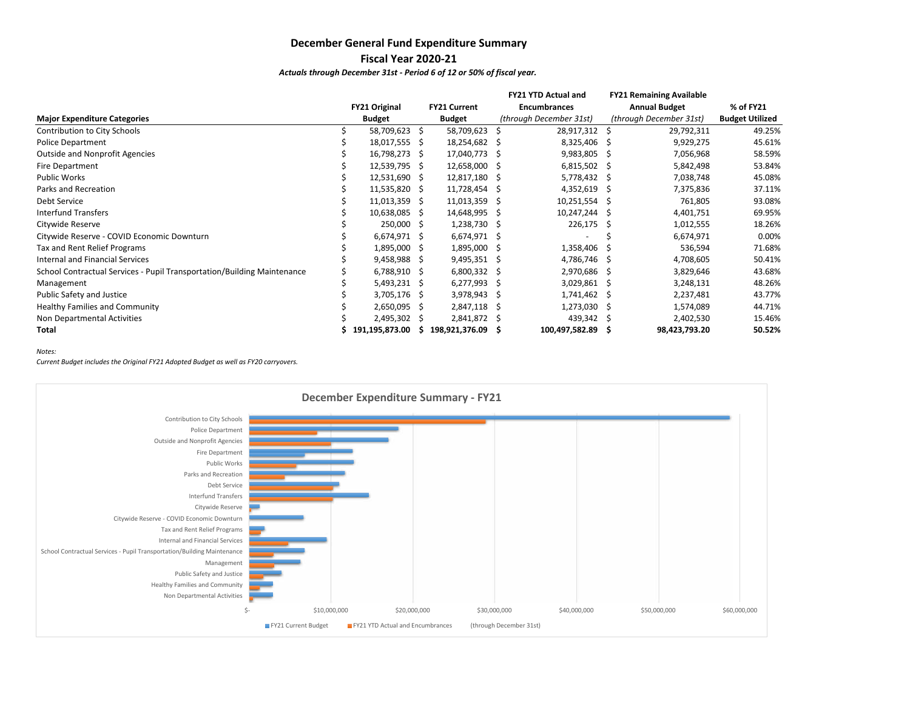# December General Fund Expenditure Summary

## Fiscal Year 2020-21

*Actuals through December 31st - Period 6 of 12 or 50% of fiscal year.*

| Major Expenditure Categories | FY21 Original Budget | FY21 Current Budget | FY21 YTD Actual and Encumbrances *(through December 31st)* | FY21 Remaining Available Annual Budget *(through December 31st)* | % of FY21 Budget Utilized |
|---|---|---|---|---|---|
| Contribution to City Schools | $ 58,709,623 | $ 58,709,623 | $ 28,917,312 | $ 29,792,311 | 49.25% |
| Police Department | $ 18,017,555 | $ 18,254,682 | $ 8,325,406 | $ 9,929,275 | 45.61% |
| Outside and Nonprofit Agencies | $ 16,798,273 | $ 17,040,773 | $ 9,983,805 | $ 7,056,968 | 58.59% |
| Fire Department | $ 12,539,795 | $ 12,658,000 | $ 6,815,502 | $ 5,842,498 | 53.84% |
| Public Works | $ 12,531,690 | $ 12,817,180 | $ 5,778,432 | $ 7,038,748 | 45.08% |
| Parks and Recreation | $ 11,535,820 | $ 11,728,454 | $ 4,352,619 | $ 7,375,836 | 37.11% |
| Debt Service | $ 11,013,359 | $ 11,013,359 | $ 10,251,554 | $ 761,805 | 93.08% |
| Interfund Transfers | $ 10,638,085 | $ 14,648,995 | $ 10,247,244 | $ 4,401,751 | 69.95% |
| Citywide Reserve | $ 250,000 | $ 1,238,730 | $ 226,175 | $ 1,012,555 | 18.26% |
| Citywide Reserve - COVID Economic Downturn | $ 6,674,971 | $ 6,674,971 | $ - | $ 6,674,971 | 0.00% |
| Tax and Rent Relief Programs | $ 1,895,000 | $ 1,895,000 | $ 1,358,406 | $ 536,594 | 71.68% |
| Internal and Financial Services | $ 9,458,988 | $ 9,495,351 | $ 4,786,746 | $ 4,708,605 | 50.41% |
| School Contractual Services - Pupil Transportation/Building Maintenance | $ 6,788,910 | $ 6,800,332 | $ 2,970,686 | $ 3,829,646 | 43.68% |
| Management | $ 5,493,231 | $ 6,277,993 | $ 3,029,861 | $ 3,248,131 | 48.26% |
| Public Safety and Justice | $ 3,705,176 | $ 3,978,943 | $ 1,741,462 | $ 2,237,481 | 43.77% |
| Healthy Families and Community | $ 2,650,095 | $ 2,847,118 | $ 1,273,030 | $ 1,574,089 | 44.71% |
| Non Departmental Activities | $ 2,495,302 | $ 2,841,872 | $ 439,342 | $ 2,402,530 | 15.46% |
| **Total** | **$ 191,195,873.00** | **$ 198,921,376.09** | **$ 100,497,582.89** | **$ 98,423,793.20** | **50.52%** |

*Notes:*

*Current Budget includes the Original FY21 Adopted Budget as well as FY20 carryovers.*

## December Expenditure Summary - FY21

Categories: Contribution to City Schools; Police Department; Outside and Nonprofit Agencies; Fire Department; Public Works; Parks and Recreation; Debt Service; Interfund Transfers; Citywide Reserve; Citywide Reserve - COVID Economic Downturn; Tax and Rent Relief Programs; Internal and Financial Services; School Contractual Services - Pupil Transportation/Building Maintenance; Management; Public Safety and Justice; Healthy Families and Community; Non Departmental Activities

Axis: $- | $10,000,000 | $20,000,000 | $30,000,000 | $40,000,000 | $50,000,000 | $60,000,000

Legend: FY21 Current Budget | FY21 YTD Actual and Encumbrances (through December 31st)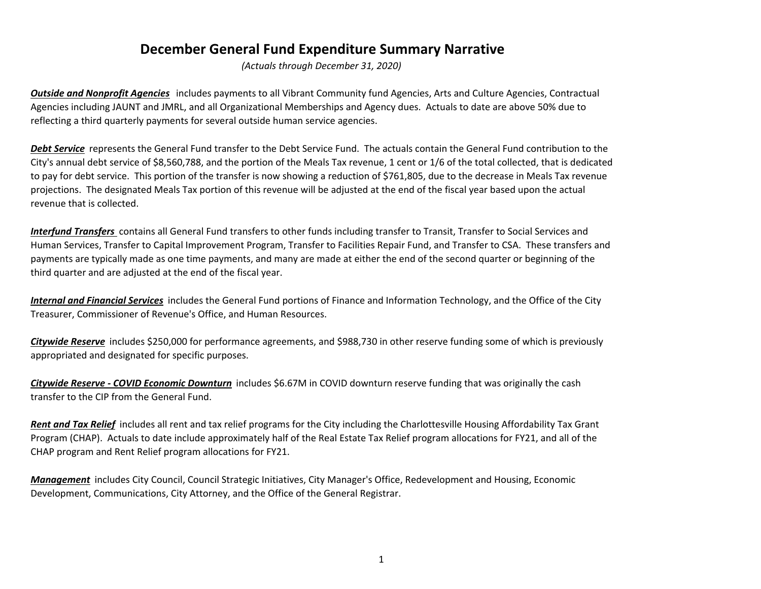# December General Fund Expenditure Summary Narrative

*(Actuals through December 31, 2020)*

***Outside and Nonprofit Agencies*** includes payments to all Vibrant Community fund Agencies, Arts and Culture Agencies, Contractual Agencies including JAUNT and JMRL, and all Organizational Memberships and Agency dues. Actuals to date are above 50% due to reflecting a third quarterly payments for several outside human service agencies.

***Debt Service*** represents the General Fund transfer to the Debt Service Fund. The actuals contain the General Fund contribution to the City's annual debt service of $8,560,788, and the portion of the Meals Tax revenue, 1 cent or 1/6 of the total collected, that is dedicated to pay for debt service. This portion of the transfer is now showing a reduction of $761,805, due to the decrease in Meals Tax revenue projections. The designated Meals Tax portion of this revenue will be adjusted at the end of the fiscal year based upon the actual revenue that is collected.

***Interfund Transfers*** contains all General Fund transfers to other funds including transfer to Transit, Transfer to Social Services and Human Services, Transfer to Capital Improvement Program, Transfer to Facilities Repair Fund, and Transfer to CSA. These transfers and payments are typically made as one time payments, and many are made at either the end of the second quarter or beginning of the third quarter and are adjusted at the end of the fiscal year.

***Internal and Financial Services*** includes the General Fund portions of Finance and Information Technology, and the Office of the City Treasurer, Commissioner of Revenue's Office, and Human Resources.

***Citywide Reserve*** includes $250,000 for performance agreements, and $988,730 in other reserve funding some of which is previously appropriated and designated for specific purposes.

***Citywide Reserve - COVID Economic Downturn*** includes $6.67M in COVID downturn reserve funding that was originally the cash transfer to the CIP from the General Fund.

***Rent and Tax Relief*** includes all rent and tax relief programs for the City including the Charlottesville Housing Affordability Tax Grant Program (CHAP). Actuals to date include approximately half of the Real Estate Tax Relief program allocations for FY21, and all of the CHAP program and Rent Relief program allocations for FY21.

***Management*** includes City Council, Council Strategic Initiatives, City Manager's Office, Redevelopment and Housing, Economic Development, Communications, City Attorney, and the Office of the General Registrar.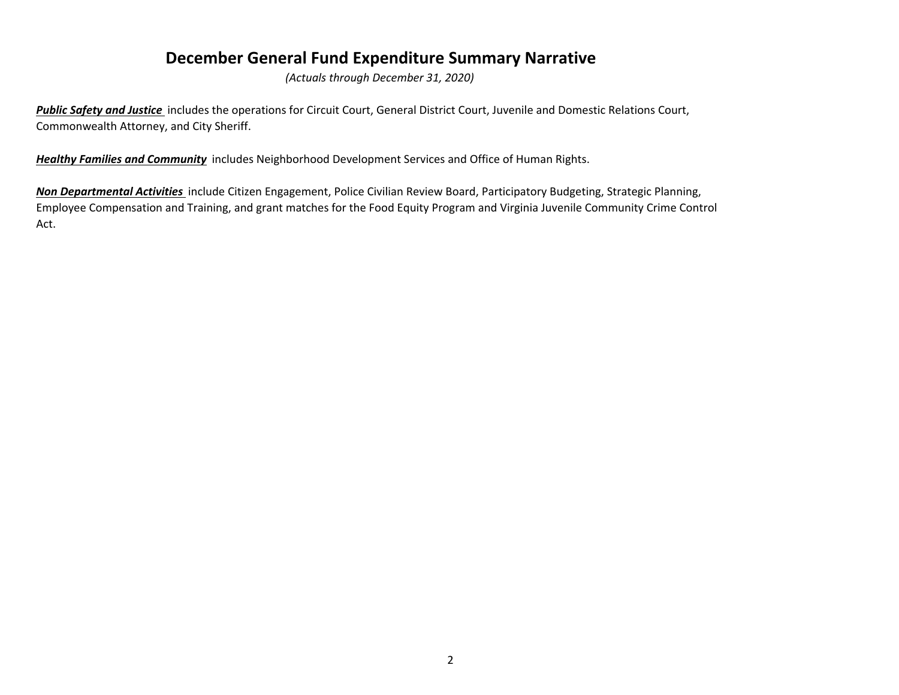# December General Fund Expenditure Summary Narrative

*(Actuals through December 31, 2020)*

***Public Safety and Justice*** includes the operations for Circuit Court, General District Court, Juvenile and Domestic Relations Court, Commonwealth Attorney, and City Sheriff.

***Healthy Families and Community*** includes Neighborhood Development Services and Office of Human Rights.

***Non Departmental Activities*** include Citizen Engagement, Police Civilian Review Board, Participatory Budgeting, Strategic Planning, Employee Compensation and Training, and grant matches for the Food Equity Program and Virginia Juvenile Community Crime Control Act.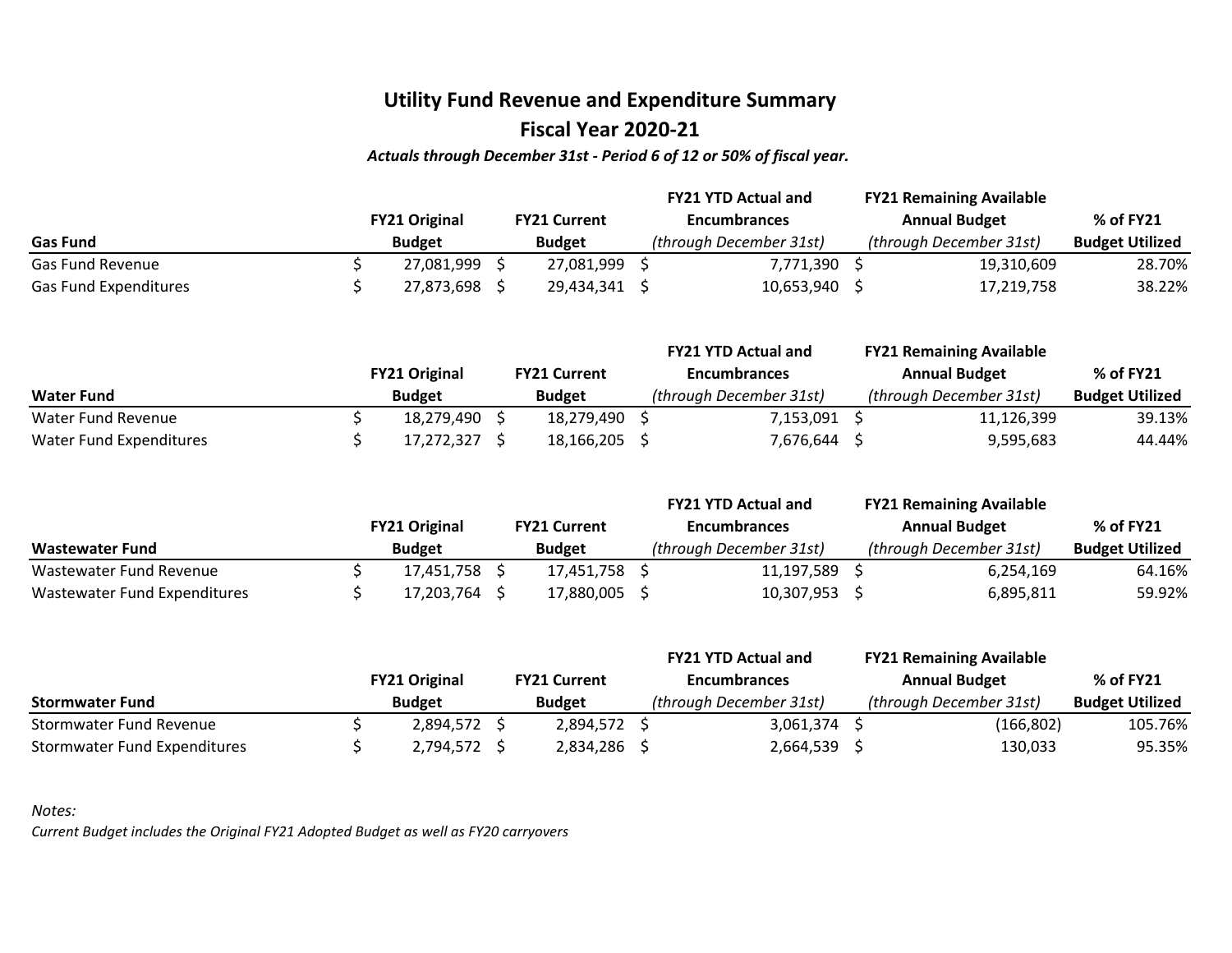# Utility Fund Revenue and Expenditure Summary

## Fiscal Year 2020-21

***Actuals through December 31st - Period 6 of 12 or 50% of fiscal year.***

| Gas Fund | FY21 Original Budget | FY21 Current Budget | FY21 YTD Actual and Encumbrances *(through December 31st)* | FY21 Remaining Available Annual Budget *(through December 31st)* | % of FY21 Budget Utilized |
|---|---|---|---|---|---|
| Gas Fund Revenue | $ 27,081,999 | $ 27,081,999 | $ 7,771,390 | $ 19,310,609 | 28.70% |
| Gas Fund Expenditures | $ 27,873,698 | $ 29,434,341 | $ 10,653,940 | $ 17,219,758 | 38.22% |

| Water Fund | FY21 Original Budget | FY21 Current Budget | FY21 YTD Actual and Encumbrances *(through December 31st)* | FY21 Remaining Available Annual Budget *(through December 31st)* | % of FY21 Budget Utilized |
|---|---|---|---|---|---|
| Water Fund Revenue | $ 18,279,490 | $ 18,279,490 | $ 7,153,091 | $ 11,126,399 | 39.13% |
| Water Fund Expenditures | $ 17,272,327 | $ 18,166,205 | $ 7,676,644 | $ 9,595,683 | 44.44% |

| Wastewater Fund | FY21 Original Budget | FY21 Current Budget | FY21 YTD Actual and Encumbrances *(through December 31st)* | FY21 Remaining Available Annual Budget *(through December 31st)* | % of FY21 Budget Utilized |
|---|---|---|---|---|---|
| Wastewater Fund Revenue | $ 17,451,758 | $ 17,451,758 | $ 11,197,589 | $ 6,254,169 | 64.16% |
| Wastewater Fund Expenditures | $ 17,203,764 | $ 17,880,005 | $ 10,307,953 | $ 6,895,811 | 59.92% |

| Stormwater Fund | FY21 Original Budget | FY21 Current Budget | FY21 YTD Actual and Encumbrances *(through December 31st)* | FY21 Remaining Available Annual Budget *(through December 31st)* | % of FY21 Budget Utilized |
|---|---|---|---|---|---|
| Stormwater Fund Revenue | $ 2,894,572 | $ 2,894,572 | $ 3,061,374 | $ (166,802) | 105.76% |
| Stormwater Fund Expenditures | $ 2,794,572 | $ 2,834,286 | $ 2,664,539 | $ 130,033 | 95.35% |

*Notes:*

*Current Budget includes the Original FY21 Adopted Budget as well as FY20 carryovers*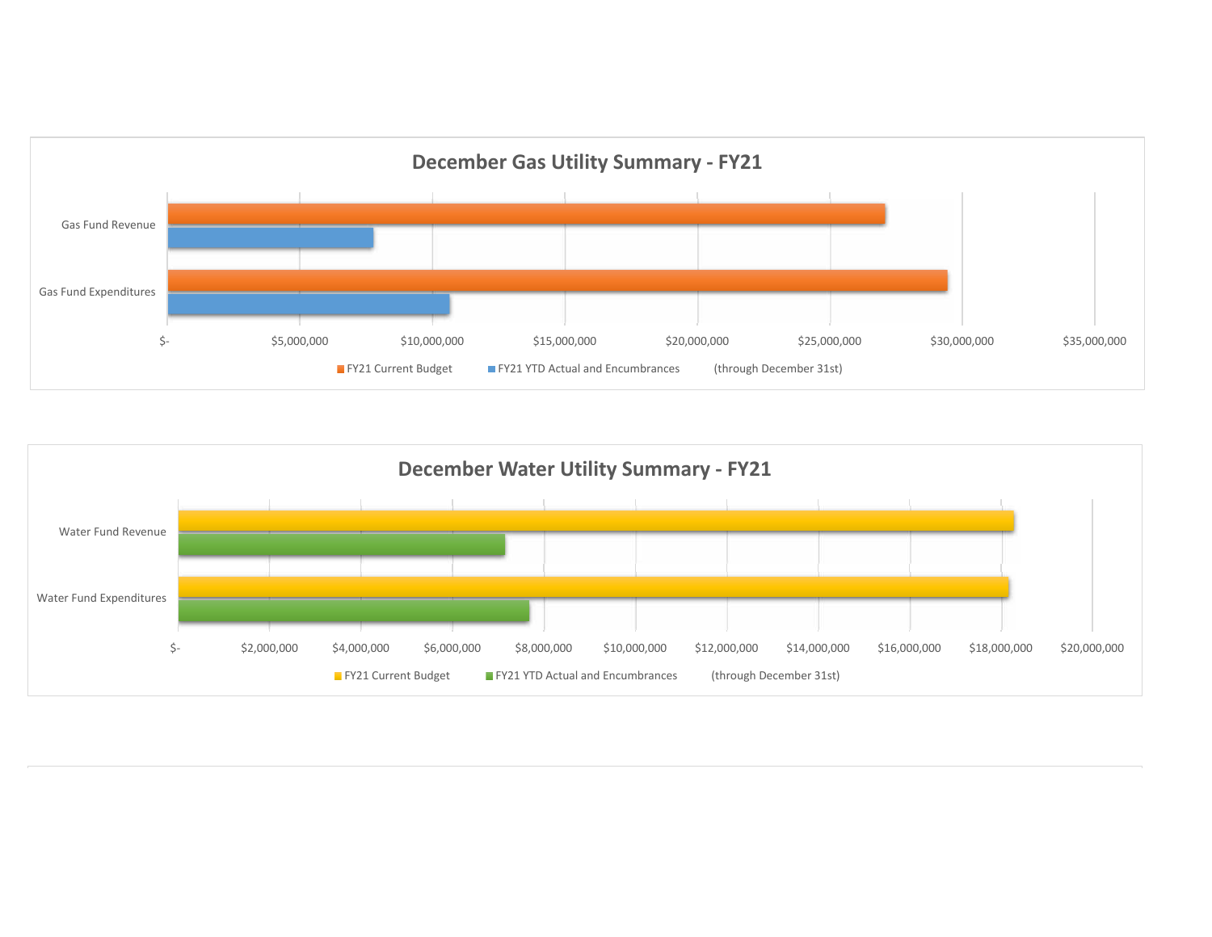## December Gas Utility Summary - FY21

Gas Fund Revenue

Gas Fund Expenditures

$- $5,000,000 $10,000,000 $15,000,000 $20,000,000 $25,000,000 $30,000,000 $35,000,000

FY21 Current Budget FY21 YTD Actual and Encumbrances (through December 31st)

## December Water Utility Summary - FY21

Water Fund Revenue

Water Fund Expenditures

$- $2,000,000 $4,000,000 $6,000,000 $8,000,000 $10,000,000 $12,000,000 $14,000,000 $16,000,000 $18,000,000 $20,000,000

FY21 Current Budget FY21 YTD Actual and Encumbrances (through December 31st)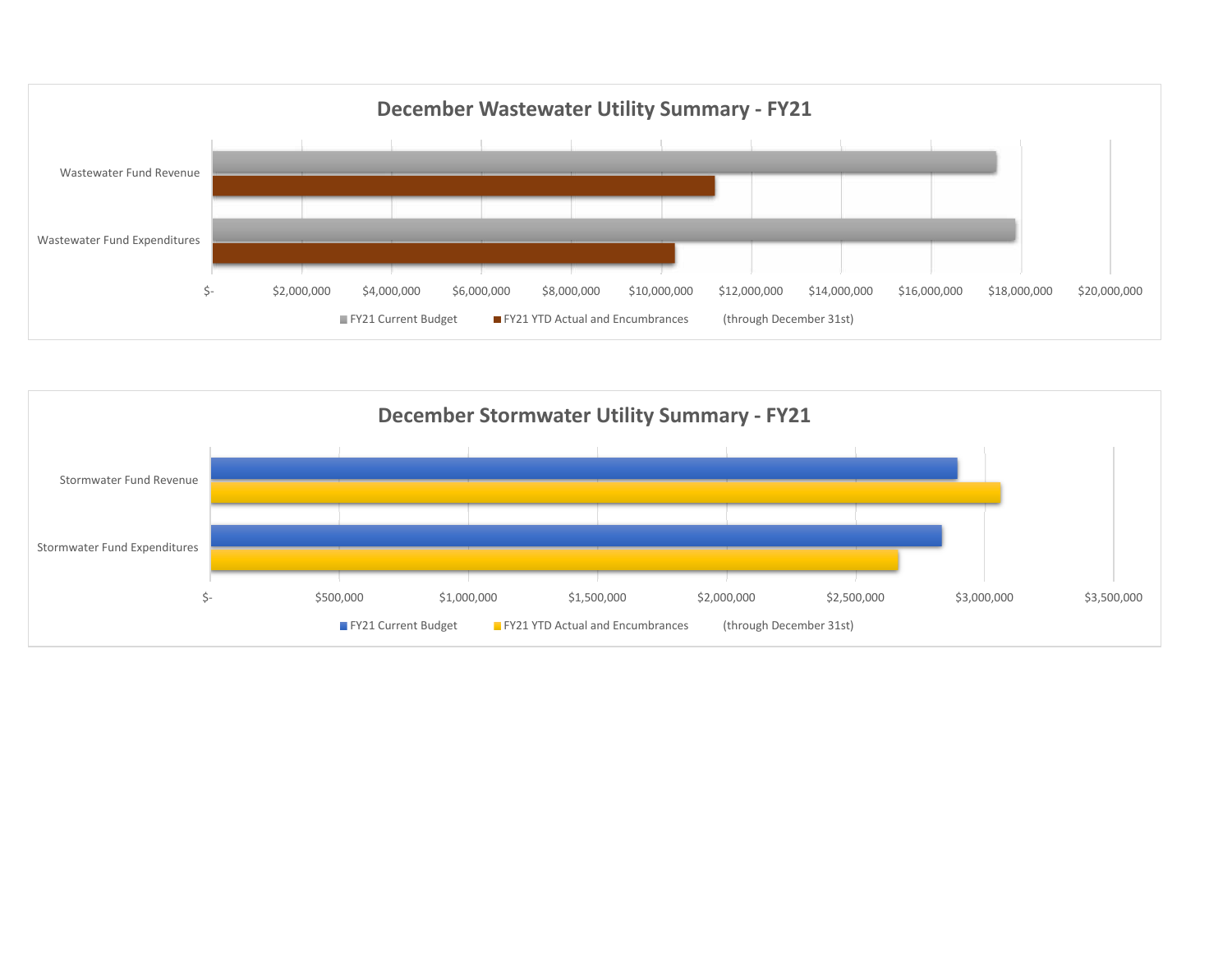December Wastewater Utility Summary - FY21

Wastewater Fund Revenue

Wastewater Fund Expenditures

$- $2,000,000 $4,000,000 $6,000,000 $8,000,000 $10,000,000 $12,000,000 $14,000,000 $16,000,000 $18,000,000 $20,000,000

FY21 Current Budget FY21 YTD Actual and Encumbrances (through December 31st)

December Stormwater Utility Summary - FY21

Stormwater Fund Revenue

Stormwater Fund Expenditures

$- $500,000 $1,000,000 $1,500,000 $2,000,000 $2,500,000 $3,000,000 $3,500,000

FY21 Current Budget FY21 YTD Actual and Encumbrances (through December 31st)